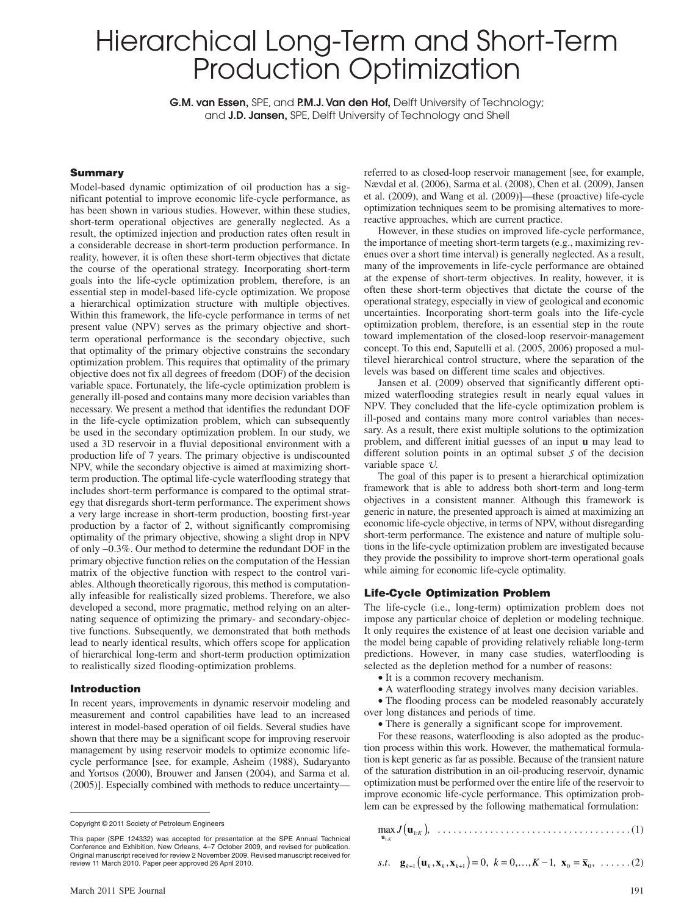# Hierarchical Long-Term and Short-Term Production Optimization

**G.M. van Essen,** SPE, and **P.M.J. Van den Hof,** Delft University of Technology; and **J.D. Jansen,** SPE, Delft University of Technology and Shell

## Summary

Model-based dynamic optimization of oil production has a significant potential to improve economic life-cycle performance, as has been shown in various studies. However, within these studies, short-term operational objectives are generally neglected. As a result, the optimized injection and production rates often result in a considerable decrease in short-term production performance. In reality, however, it is often these short-term objectives that dictate the course of the operational strategy. Incorporating short-term goals into the life-cycle optimization problem, therefore, is an essential step in model-based life-cycle optimization. We propose a hierarchical optimization structure with multiple objectives. Within this framework, the life-cycle performance in terms of net present value (NPV) serves as the primary objective and short-term operational performance is the secondary objective, such that optimality of the primary objective constrains the secondary optimization problem. This requires that optimality of the primary objective does not fix all degrees of freedom (DOF) of the decision variable space. Fortunately, the life-cycle optimization problem is generally ill-posed and contains many more decision variables than necessary. We present a method that identifies the redundant DOF in the life-cycle optimization problem, which can subsequently be used in the secondary optimization problem. In our study, we used a 3D reservoir in a fluvial depositional environment with a production life of 7 years. The primary objective is undiscounted NPV, while the secondary objective is aimed at maximizing short-term production. The optimal life-cycle waterflooding strategy that includes short-term performance is compared to the optimal strategy that disregards short-term performance. The experiment shows a very large increase in short-term production, boosting first-year production by a factor of 2, without significantly compromising optimality of the primary objective, showing a slight drop in NPV of only −0.3%. Our method to determine the redundant DOF in the primary objective function relies on the computation of the Hessian matrix of the objective function with respect to the control variables. Although theoretically rigorous, this method is computationally infeasible for realistically sized problems. Therefore, we also developed a second, more pragmatic, method relying on an alternating sequence of optimizing the primary- and secondary-objective functions. Subsequently, we demonstrated that both methods lead to nearly identical results, which offers scope for application of hierarchical long-term and short-term production optimization to realistically sized flooding-optimization problems.

## Introduction

In recent years, improvements in dynamic reservoir modeling and measurement and control capabilities have lead to an increased interest in model-based operation of oil fields. Several studies have shown that there may be a significant scope for improving reservoir management by using reservoir models to optimize economic life-cycle performance [see, for example, Asheim (1988), Sudaryanto and Yortsos (2000), Brouwer and Jansen (2004), and Sarma et al. (2005)]. Especially combined with methods to reduce uncertainty—referred to as closed-loop reservoir management [see, for example, Nævdal et al. (2006), Sarma et al. (2008), Chen et al. (2009), Jansen et al. (2009), and Wang et al. (2009)]—these (proactive) life-cycle optimization techniques seem to be promising alternatives to more-reactive approaches, which are current practice.

However, in these studies on improved life-cycle performance, the importance of meeting short-term targets (e.g., maximizing revenues over a short time interval) is generally neglected. As a result, many of the improvements in life-cycle performance are obtained at the expense of short-term objectives. In reality, however, it is often these short-term objectives that dictate the course of the operational strategy, especially in view of geological and economic uncertainties. Incorporating short-term goals into the life-cycle optimization problem, therefore, is an essential step in the route toward implementation of the closed-loop reservoir-management concept. To this end, Saputelli et al. (2005, 2006) proposed a multilevel hierarchical control structure, where the separation of the levels was based on different time scales and objectives.

Jansen et al. (2009) observed that significantly different optimized waterflooding strategies result in nearly equal values in NPV. They concluded that the life-cycle optimization problem is ill-posed and contains many more control variables than necessary. As a result, there exist multiple solutions to the optimization problem, and different initial guesses of an input $\mathbf{u}$ may lead to different solution points in an optimal subset $\mathcal{S}$ of the decision variable space $\mathcal{U}$.

The goal of this paper is to present a hierarchical optimization framework that is able to address both short-term and long-term objectives in a consistent manner. Although this framework is generic in nature, the presented approach is aimed at maximizing an economic life-cycle objective, in terms of NPV, without disregarding short-term performance. The existence and nature of multiple solutions in the life-cycle optimization problem are investigated because they provide the possibility to improve short-term operational goals while aiming for economic life-cycle optimality.

## Life-Cycle Optimization Problem

The life-cycle (i.e., long-term) optimization problem does not impose any particular choice of depletion or modeling technique. It only requires the existence of at least one decision variable and the model being capable of providing relatively reliable long-term predictions. However, in many case studies, waterflooding is selected as the depletion method for a number of reasons:

- It is a common recovery mechanism.
- A waterflooding strategy involves many decision variables.
- The flooding process can be modeled reasonably accurately over long distances and periods of time.
- There is generally a significant scope for improvement.

For these reasons, waterflooding is also adopted as the production process within this work. However, the mathematical formulation is kept generic as far as possible. Because of the transient nature of the saturation distribution in an oil-producing reservoir, dynamic optimization must be performed over the entire life of the reservoir to improve economic life-cycle performance. This optimization problem can be expressed by the following mathematical formulation:

$$\max_{\mathbf{u}_{1:K}} J\left(\mathbf{u}_{1:K}\right), \quad \ldots\ldots(1)$$

$$s.t. \quad \mathbf{g}_{k+1}\left(\mathbf{u}_k, \mathbf{x}_k, \mathbf{x}_{k+1}\right) = 0, \; k = 0, \ldots, K-1, \; \mathbf{x}_0 = \bar{\mathbf{x}}_0, \quad \ldots\ldots(2)$$

---

Copyright © 2011 Society of Petroleum Engineers

This paper (SPE 124332) was accepted for presentation at the SPE Annual Technical Conference and Exhibition, New Orleans, 4–7 October 2009, and revised for publication. Original manuscript received for review 2 November 2009. Revised manuscript received for review 11 March 2010. Paper peer approved 26 April 2010.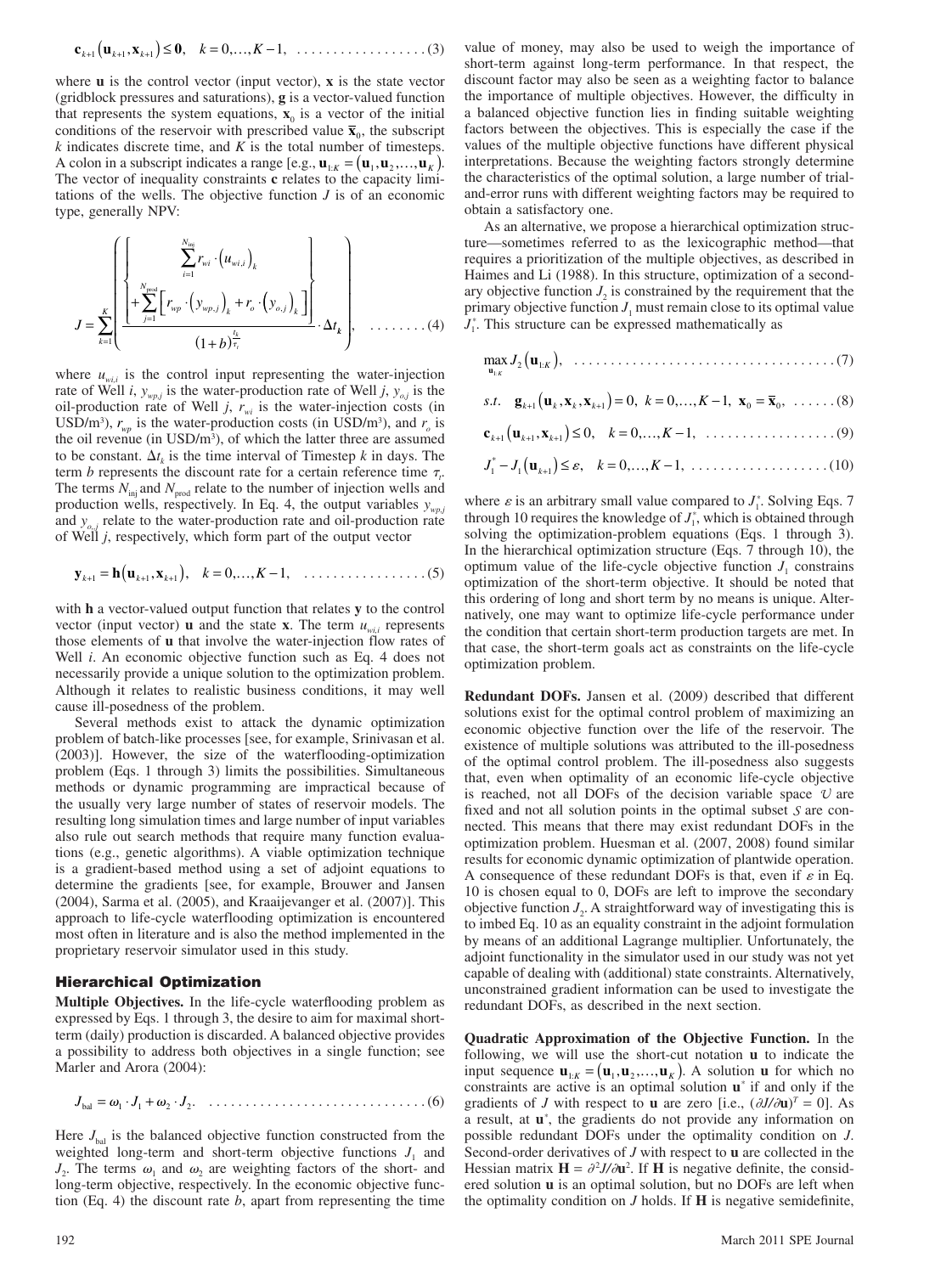$$\mathbf{c}_{k+1}\left(\mathbf{u}_{k+1}, \mathbf{x}_{k+1}\right) \leq \mathbf{0}, \quad k = 0, \ldots, K-1, \quad \ldots\ldots\ldots\ldots\ldots\ldots (3)$$

where $\mathbf{u}$ is the control vector (input vector), $\mathbf{x}$ is the state vector (gridblock pressures and saturations), $\mathbf{g}$ is a vector-valued function that represents the system equations, $\mathbf{x}_0$ is a vector of the initial conditions of the reservoir with prescribed value $\bar{\mathbf{x}}_0$, the subscript $k$ indicates discrete time, and $K$ is the total number of timesteps. A colon in a subscript indicates a range [e.g., $\mathbf{u}_{1:K} = \left(\mathbf{u}_1, \mathbf{u}_2, \ldots, \mathbf{u}_K\right)$. The vector of inequality constraints $\mathbf{c}$ relates to the capacity limitations of the wells. The objective function $J$ is of an economic type, generally NPV:

$$J = \sum_{k=1}^{K} \left( \frac{\left\{ \begin{array}{l} \sum_{i=1}^{N_{\text{inj}}} r_{wi} \cdot \left(u_{wi,i}\right)_k \\ + \sum_{j=1}^{N_{\text{prod}}} \left[ r_{wp} \cdot \left(y_{wp,j}\right)_k + r_o \cdot \left(y_{o,j}\right)_k \right] \end{array} \right\}}{\left(1+b\right)^{\frac{t_k}{\tau_t}}} \cdot \Delta t_k \right), \quad \ldots\ldots\ldots (4)$$

where $u_{wi,i}$ is the control input representing the water-injection rate of Well $i$, $y_{wp,j}$ is the water-production rate of Well $j$, $y_{o,j}$ is the oil-production rate of Well $j$, $r_{wi}$ is the water-injection costs (in USD/m³), $r_{wp}$ is the water-production costs (in USD/m³), and $r_o$ is the oil revenue (in USD/m³), of which the latter three are assumed to be constant. $\Delta t_k$ is the time interval of Timestep $k$ in days. The term $b$ represents the discount rate for a certain reference time $\tau_t$. The terms $N_{\text{inj}}$ and $N_{\text{prod}}$ relate to the number of injection wells and production wells, respectively. In Eq. 4, the output variables $y_{wp,j}$ and $y_{o,j}$ relate to the water-production rate and oil-production rate of Well $j$, respectively, which form part of the output vector

$$\mathbf{y}_{k+1} = \mathbf{h}\left(\mathbf{u}_{k+1}, \mathbf{x}_{k+1}\right), \quad k = 0, \ldots, K-1, \quad \ldots\ldots\ldots\ldots\ldots\ldots (5)$$

with $\mathbf{h}$ a vector-valued output function that relates $\mathbf{y}$ to the control vector (input vector) $\mathbf{u}$ and the state $\mathbf{x}$. The term $u_{wi,i}$ represents those elements of $\mathbf{u}$ that involve the water-injection flow rates of Well $i$. An economic objective function such as Eq. 4 does not necessarily provide a unique solution to the optimization problem. Although it relates to realistic business conditions, it may well cause ill-posedness of the problem.

Several methods exist to attack the dynamic optimization problem of batch-like processes [see, for example, Srinivasan et al. (2003)]. However, the size of the waterflooding-optimization problem (Eqs. 1 through 3) limits the possibilities. Simultaneous methods or dynamic programming are impractical because of the usually very large number of states of reservoir models. The resulting long simulation times and large number of input variables also rule out search methods that require many function evaluations (e.g., genetic algorithms). A viable optimization technique is a gradient-based method using a set of adjoint equations to determine the gradients [see, for example, Brouwer and Jansen (2004), Sarma et al. (2005), and Kraaijevanger et al. (2007)]. This approach to life-cycle waterflooding optimization is encountered most often in literature and is also the method implemented in the proprietary reservoir simulator used in this study.

## Hierarchical Optimization

**Multiple Objectives.** In the life-cycle waterflooding problem as expressed by Eqs. 1 through 3, the desire to aim for maximal short-term (daily) production is discarded. A balanced objective provides a possibility to address both objectives in a single function; see Marler and Arora (2004):

$$J_{\text{bal}} = \omega_1 \cdot J_1 + \omega_2 \cdot J_2. \quad \ldots\ldots\ldots\ldots\ldots\ldots\ldots\ldots\ldots (6)$$

Here $J_{\text{bal}}$ is the balanced objective function constructed from the weighted long-term and short-term objective functions $J_1$ and $J_2$. The terms $\omega_1$ and $\omega_2$ are weighting factors of the short- and long-term objective, respectively. In the economic objective function (Eq. 4) the discount rate $b$, apart from representing the time value of money, may also be used to weigh the importance of short-term against long-term performance. In that respect, the discount factor may also be seen as a weighting factor to balance the importance of multiple objectives. However, the difficulty in a balanced objective function lies in finding suitable weighting factors between the objectives. This is especially the case if the values of the multiple objective functions have different physical interpretations. Because the weighting factors strongly determine the characteristics of the optimal solution, a large number of trial-and-error runs with different weighting factors may be required to obtain a satisfactory one.

As an alternative, we propose a hierarchical optimization structure—sometimes referred to as the lexicographic method—that requires a prioritization of the multiple objectives, as described in Haimes and Li (1988). In this structure, optimization of a secondary objective function $J_2$ is constrained by the requirement that the primary objective function $J_1$ must remain close to its optimal value $J_1^*$. This structure can be expressed mathematically as

$$\max_{\mathbf{u}_{1:K}} J_2\left(\mathbf{u}_{1:K}\right), \quad \ldots\ldots\ldots\ldots\ldots\ldots\ldots\ldots\ldots\ldots (7)$$

$$s.t. \quad \mathbf{g}_{k+1}\left(\mathbf{u}_k, \mathbf{x}_k, \mathbf{x}_{k+1}\right) = 0, \ k = 0, \ldots, K-1, \ \mathbf{x}_0 = \bar{\mathbf{x}}_0, \quad \ldots\ldots (8)$$

$$\mathbf{c}_{k+1}\left(\mathbf{u}_{k+1}, \mathbf{x}_{k+1}\right) \leq 0, \quad k = 0, \ldots, K-1, \quad \ldots\ldots\ldots\ldots\ldots\ldots (9)$$

$$J_1^* - J_1\left(\mathbf{u}_{k+1}\right) \leq \varepsilon, \quad k = 0, \ldots, K-1, \quad \ldots\ldots\ldots\ldots\ldots\ldots (10)$$

where $\varepsilon$ is an arbitrary small value compared to $J_1^*$. Solving Eqs. 7 through 10 requires the knowledge of $J_1^*$, which is obtained through solving the optimization-problem equations (Eqs. 1 through 3). In the hierarchical optimization structure (Eqs. 7 through 10), the optimum value of the life-cycle objective function $J_1$ constrains optimization of the short-term objective. It should be noted that this ordering of long and short term by no means is unique. Alternatively, one may want to optimize life-cycle performance under the condition that certain short-term production targets are met. In that case, the short-term goals act as constraints on the life-cycle optimization problem.

**Redundant DOFs.** Jansen et al. (2009) described that different solutions exist for the optimal control problem of maximizing an economic objective function over the life of the reservoir. The existence of multiple solutions was attributed to the ill-posedness of the optimal control problem. The ill-posedness also suggests that, even when optimality of an economic life-cycle objective is reached, not all DOFs of the decision variable space $\mathcal{U}$ are fixed and not all solution points in the optimal subset $\mathcal{S}$ are connected. This means that there may exist redundant DOFs in the optimization problem. Huesman et al. (2007, 2008) found similar results for economic dynamic optimization of plantwide operation. A consequence of these redundant DOFs is that, even if $\varepsilon$ in Eq. 10 is chosen equal to 0, DOFs are left to improve the secondary objective function $J_2$. A straightforward way of investigating this is to imbed Eq. 10 as an equality constraint in the adjoint formulation by means of an additional Lagrange multiplier. Unfortunately, the adjoint functionality in the simulator used in our study was not yet capable of dealing with (additional) state constraints. Alternatively, unconstrained gradient information can be used to investigate the redundant DOFs, as described in the next section.

**Quadratic Approximation of the Objective Function.** In the following, we will use the short-cut notation $\mathbf{u}$ to indicate the input sequence $\mathbf{u}_{1:K} = \left(\mathbf{u}_1, \mathbf{u}_2, \ldots, \mathbf{u}_K\right)$. A solution $\mathbf{u}$ for which no constraints are active is an optimal solution $\mathbf{u}^*$ if and only if the gradients of $J$ with respect to $\mathbf{u}$ are zero [i.e., $(\partial J/\partial \mathbf{u})^T = 0$]. As a result, at $\mathbf{u}^*$, the gradients do not provide any information on possible redundant DOFs under the optimality condition on $J$. Second-order derivatives of $J$ with respect to $\mathbf{u}$ are collected in the Hessian matrix $\mathbf{H} = \partial^2 J/\partial \mathbf{u}^2$. If $\mathbf{H}$ is negative definite, the considered solution $\mathbf{u}$ is an optimal solution, but no DOFs are left when the optimality condition on $J$ holds. If $\mathbf{H}$ is negative semidefinite,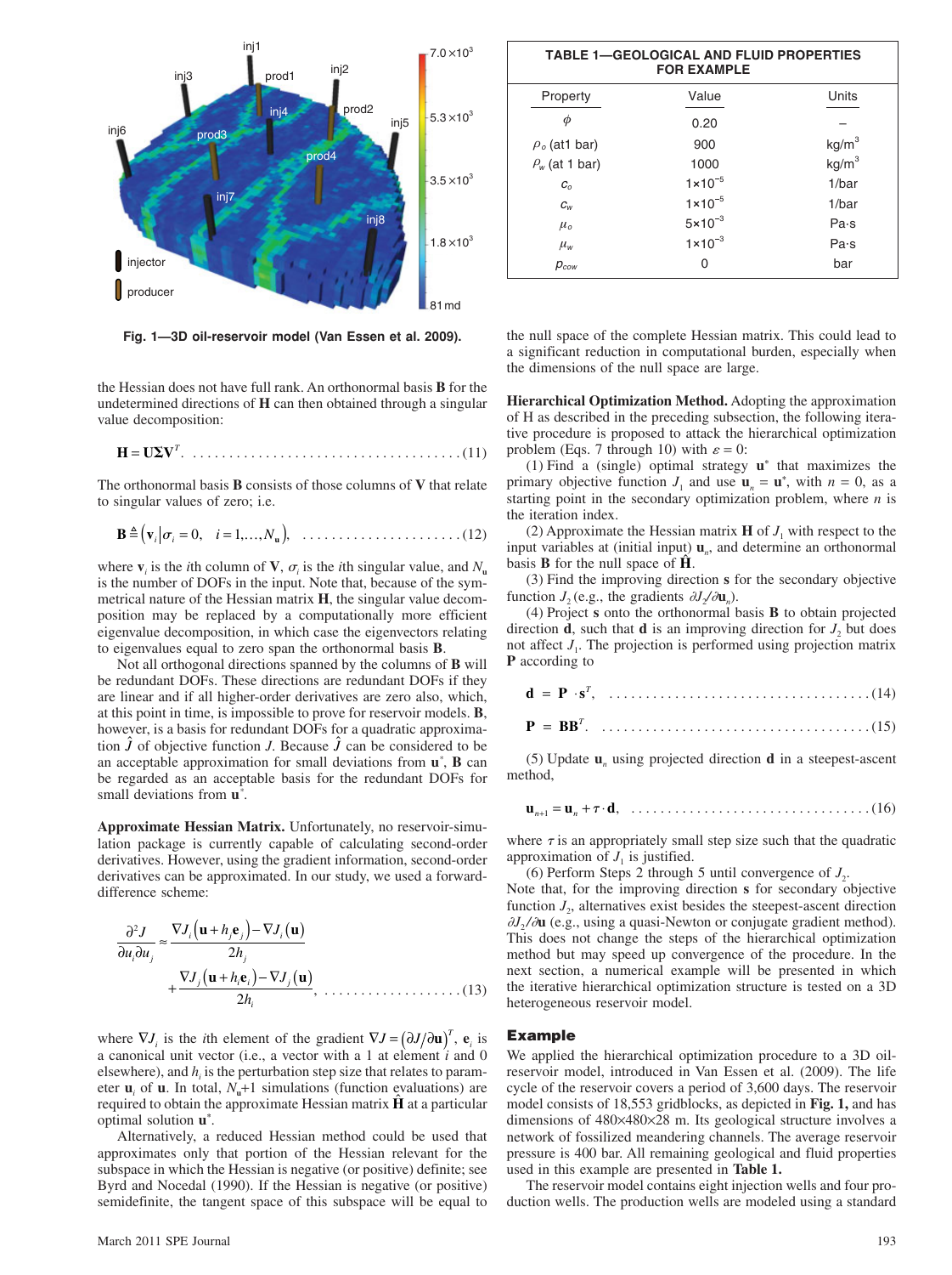Fig. 1—3D oil-reservoir model (Van Essen et al. 2009).

the Hessian does not have full rank. An orthonormal basis **B** for the undetermined directions of **H** can then obtained through a singular value decomposition:

$$\mathbf{H} = \mathbf{U}\boldsymbol{\Sigma}\mathbf{V}^T. \quad (11)$$

The orthonormal basis **B** consists of those columns of **V** that relate to singular values of zero; i.e.

$$\mathbf{B} \triangleq \left(\mathbf{v}_i \middle| \sigma_i = 0, \quad i = 1, \ldots, N_\mathbf{u}\right), \quad (12)$$

where $\mathbf{v}_i$ is the $i$th column of **V**, $\sigma_i$ is the $i$th singular value, and $N_\mathbf{u}$ is the number of DOFs in the input. Note that, because of the symmetrical nature of the Hessian matrix **H**, the singular value decomposition may be replaced by a computationally more efficient eigenvalue decomposition, in which case the eigenvectors relating to eigenvalues equal to zero span the orthonormal basis **B**.

Not all orthogonal directions spanned by the columns of **B** will be redundant DOFs. These directions are redundant DOFs if they are linear and if all higher-order derivatives are zero also, which, at this point in time, is impossible to prove for reservoir models. **B**, however, is a basis for redundant DOFs for a quadratic approximation $\hat{J}$ of objective function $J$. Because $\hat{J}$ can be considered to be an acceptable approximation for small deviations from $\mathbf{u}^*$, **B** can be regarded as an acceptable basis for the redundant DOFs for small deviations from $\mathbf{u}^*$.

**Approximate Hessian Matrix.** Unfortunately, no reservoir-simulation package is currently capable of calculating second-order derivatives. However, using the gradient information, second-order derivatives can be approximated. In our study, we used a forward-difference scheme:

$$\frac{\partial^2 J}{\partial u_i \partial u_j} \approx \frac{\nabla J_i\left(\mathbf{u} + h_j \mathbf{e}_j\right) - \nabla J_i\left(\mathbf{u}\right)}{2h_j} + \frac{\nabla J_j\left(\mathbf{u} + h_i \mathbf{e}_i\right) - \nabla J_j\left(\mathbf{u}\right)}{2h_i}, \quad (13)$$

where $\nabla J_i$ is the $i$th element of the gradient $\nabla J = \left(\partial J / \partial \mathbf{u}\right)^T$, $\mathbf{e}_i$ is a canonical unit vector (i.e., a vector with a 1 at element $i$ and 0 elsewhere), and $h_i$ is the perturbation step size that relates to parameter $\mathbf{u}_i$ of $\mathbf{u}$. In total, $N_\mathbf{u}$+1 simulations (function evaluations) are required to obtain the approximate Hessian matrix $\hat{\mathbf{H}}$ at a particular optimal solution $\mathbf{u}^*$.

Alternatively, a reduced Hessian method could be used that approximates only that portion of the Hessian relevant for the subspace in which the Hessian is negative (or positive) definite; see Byrd and Nocedal (1990). If the Hessian is negative (or positive) semidefinite, the tangent space of this subspace will be equal to the null space of the complete Hessian matrix. This could lead to a significant reduction in computational burden, especially when the dimensions of the null space are large.

| Property | Value | Units |
|---|---|---|
| $\phi$ | 0.20 | – |
| $\rho_o$ (at1 bar) | 900 | kg/m$^3$ |
| $\rho_w$ (at 1 bar) | 1000 | kg/m$^3$ |
| $c_o$ | $1\times10^{-5}$ | 1/bar |
| $c_w$ | $1\times10^{-5}$ | 1/bar |
| $\mu_o$ | $5\times10^{-3}$ | Pa·s |
| $\mu_w$ | $1\times10^{-3}$ | Pa·s |
| $p_{cow}$ | 0 | bar |

TABLE 1—GEOLOGICAL AND FLUID PROPERTIES FOR EXAMPLE

**Hierarchical Optimization Method.** Adopting the approximation of H as described in the preceding subsection, the following iterative procedure is proposed to attack the hierarchical optimization problem (Eqs. 7 through 10) with $\varepsilon = 0$:

(1) Find a (single) optimal strategy $\mathbf{u}^*$ that maximizes the primary objective function $J_1$ and use $\mathbf{u}_n = \mathbf{u}^*$, with $n = 0$, as a starting point in the secondary optimization problem, where $n$ is the iteration index.

(2) Approximate the Hessian matrix **H** of $J_1$ with respect to the input variables at (initial input) $\mathbf{u}_n$, and determine an orthonormal basis **B** for the null space of $\hat{\mathbf{H}}$.

(3) Find the improving direction **s** for the secondary objective function $J_2$ (e.g., the gradients $\partial J_2 / \partial \mathbf{u}_n$).

(4) Project **s** onto the orthonormal basis **B** to obtain projected direction **d**, such that **d** is an improving direction for $J_2$ but does not affect $J_1$. The projection is performed using projection matrix **P** according to

$$\mathbf{d} = \mathbf{P} \cdot \mathbf{s}^T, \quad (14)$$

$$\mathbf{P} = \mathbf{B}\mathbf{B}^T. \quad (15)$$

(5) Update $\mathbf{u}_n$ using projected direction **d** in a steepest-ascent method,

$$\mathbf{u}_{n+1} = \mathbf{u}_n + \tau \cdot \mathbf{d}, \quad (16)$$

where $\tau$ is an appropriately small step size such that the quadratic approximation of $J_1$ is justified.

(6) Perform Steps 2 through 5 until convergence of $J_2$.

Note that, for the improving direction **s** for secondary objective function $J_2$, alternatives exist besides the steepest-ascent direction $\partial J_2 / \partial \mathbf{u}$ (e.g., using a quasi-Newton or conjugate gradient method). This does not change the steps of the hierarchical optimization method but may speed up convergence of the procedure. In the next section, a numerical example will be presented in which the iterative hierarchical optimization structure is tested on a 3D heterogeneous reservoir model.

## Example

We applied the hierarchical optimization procedure to a 3D oil-reservoir model, introduced in Van Essen et al. (2009). The life cycle of the reservoir covers a period of 3,600 days. The reservoir model consists of 18,553 gridblocks, as depicted in **Fig. 1,** and has dimensions of 480×480×28 m. Its geological structure involves a network of fossilized meandering channels. The average reservoir pressure is 400 bar. All remaining geological and fluid properties used in this example are presented in **Table 1.**

The reservoir model contains eight injection wells and four production wells. The production wells are modeled using a standard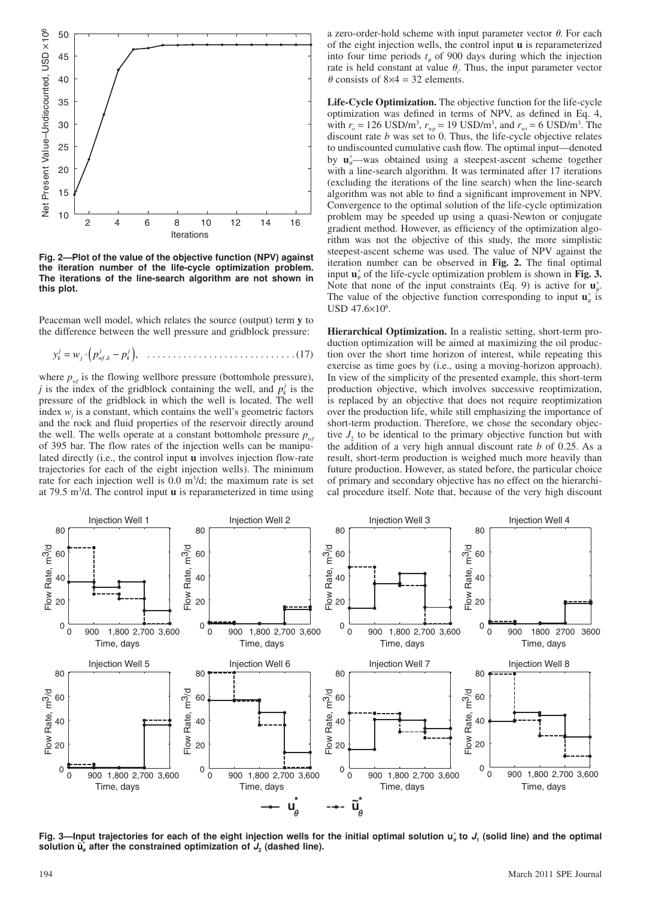Fig. 2—Plot of the value of the objective function (NPV) against the iteration number of the life-cycle optimization problem. The iterations of the line-search algorithm are not shown in this plot.

Peaceman well model, which relates the source (output) term $\mathbf{y}$ to the difference between the well pressure and gridblock pressure:

$$y_k^j = w_j \cdot \left( p_{wf,k}^j - p_k^j \right), \quad \ldots\ldots\ldots\ldots\ldots\ldots\ldots\ldots\ldots\ldots\ldots (17)$$

where $p_{wf}$ is the flowing wellbore pressure (bottomhole pressure), $j$ is the index of the gridblock containing the well, and $p_k^j$ is the pressure of the gridblock in which the well is located. The well index $w_j$ is a constant, which contains the well's geometric factors and the rock and fluid properties of the reservoir directly around the well. The wells operate at a constant bottomhole pressure $p_{wf}$ of 395 bar. The flow rates of the injection wells can be manipulated directly (i.e., the control input $\mathbf{u}$ involves injection flow-rate trajectories for each of the eight injection wells). The minimum rate for each injection well is 0.0 m$^3$/d; the maximum rate is set at 79.5 m$^3$/d. The control input $\mathbf{u}$ is reparameterized in time using a zero-order-hold scheme with input parameter vector $\theta$. For each of the eight injection wells, the control input $\mathbf{u}$ is reparameterized into four time periods $t_\theta$ of 900 days during which the injection rate is held constant at value $\theta_i$. Thus, the input parameter vector $\theta$ consists of 8×4 = 32 elements.

**Life-Cycle Optimization.** The objective function for the life-cycle optimization was defined in terms of NPV, as defined in Eq. 4, with $r_o$ = 126 USD/m$^3$, $r_{wp}$ = 19 USD/m$^3$, and $r_{wi}$ = 6 USD/m$^3$. The discount rate $b$ was set to 0. Thus, the life-cycle objective relates to undiscounted cumulative cash flow. The optimal input—denoted by $\mathbf{u}_\theta^*$—was obtained using a steepest-ascent scheme together with a line-search algorithm. It was terminated after 17 iterations (excluding the iterations of the line search) when the line-search algorithm was not able to find a significant improvement in NPV. Convergence to the optimal solution of the life-cycle optimization problem may be speeded up using a quasi-Newton or conjugate gradient method. However, as efficiency of the optimization algorithm was not the objective of this study, the more simplistic steepest-ascent scheme was used. The value of NPV against the iteration number can be observed in **Fig. 2.** The final optimal input $\mathbf{u}_\theta^*$ of the life-cycle optimization problem is shown in **Fig. 3.** Note that none of the input constraints (Eq. 9) is active for $\mathbf{u}_\theta^*$. The value of the objective function corresponding to input $\mathbf{u}_\theta^*$ is USD 47.6×10$^6$.

**Hierarchical Optimization.** In a realistic setting, short-term production optimization will be aimed at maximizing the oil production over the short time horizon of interest, while repeating this exercise as time goes by (i.e., using a moving-horizon approach). In view of the simplicity of the presented example, this short-term production objective, which involves successive reoptimization, is replaced by an objective that does not require reoptimization over the production life, while still emphasizing the importance of short-term production. Therefore, we chose the secondary objective $J_2$ to be identical to the primary objective function but with the addition of a very high annual discount rate $b$ of 0.25. As a result, short-term production is weighed much more heavily than future production. However, as stated before, the particular choice of primary and secondary objective has no effect on the hierarchical procedure itself. Note that, because of the very high discount

Fig. 3—Input trajectories for each of the eight injection wells for the initial optimal solution $\mathbf{u}_\theta^*$ to $J_1$ (solid line) and the optimal solution $\tilde{\mathbf{u}}_\theta^*$ after the constrained optimization of $J_2$ (dashed line).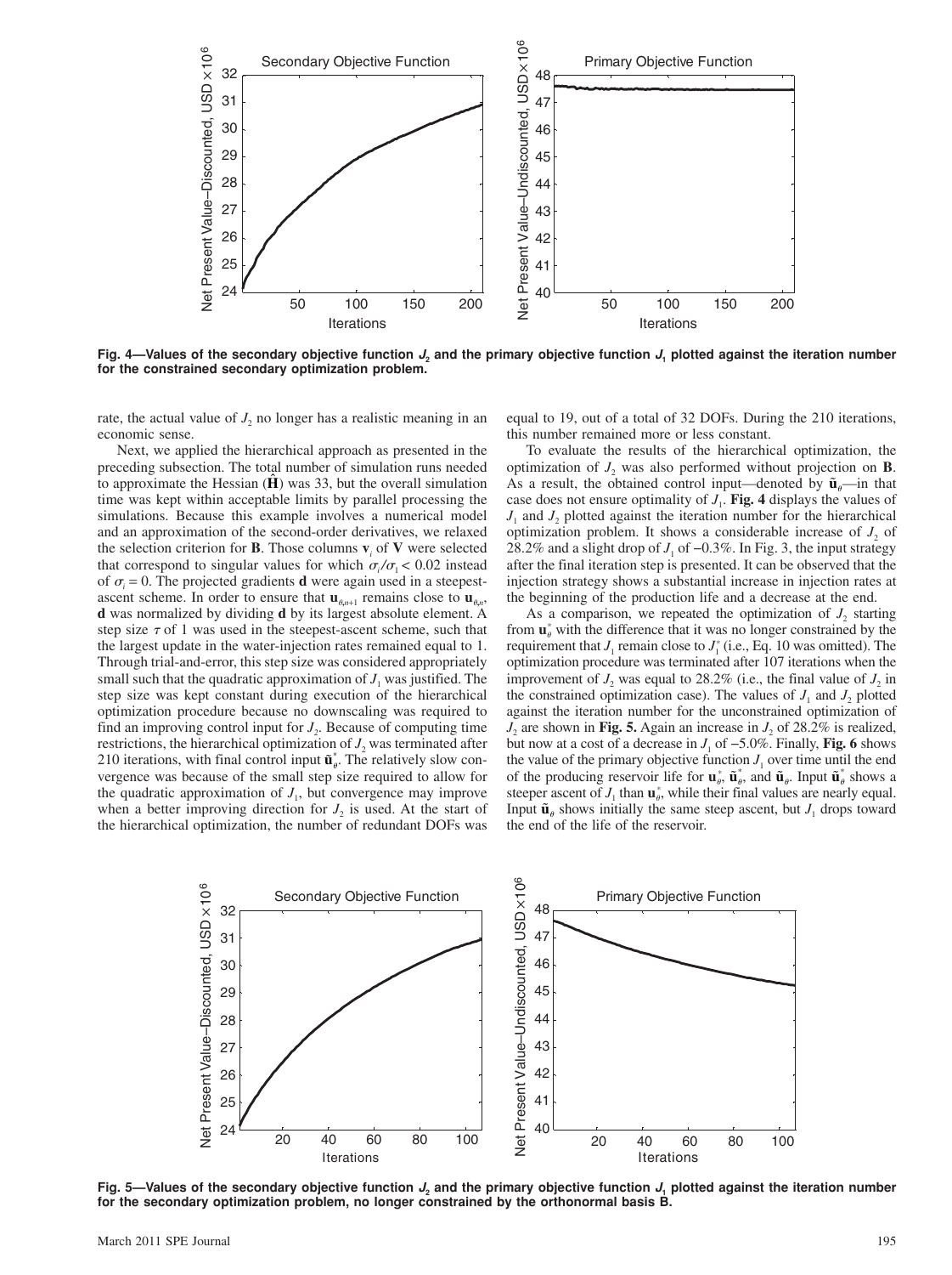Fig. 4—Values of the secondary objective function $J_2$ and the primary objective function $J_1$ plotted against the iteration number for the constrained secondary optimization problem.

rate, the actual value of $J_2$ no longer has a realistic meaning in an economic sense.

Next, we applied the hierarchical approach as presented in the preceding subsection. The total number of simulation runs needed to approximate the Hessian ($\hat{\mathbf{H}}$) was 33, but the overall simulation time was kept within acceptable limits by parallel processing the simulations. Because this example involves a numerical model and an approximation of the second-order derivatives, we relaxed the selection criterion for $\mathbf{B}$. Those columns $\mathbf{v}_i$ of $\mathbf{V}$ were selected that correspond to singular values for which $\sigma_i/\sigma_1 < 0.02$ instead of $\sigma_i = 0$. The projected gradients $\mathbf{d}$ were again used in a steepest-ascent scheme. In order to ensure that $\mathbf{u}_{\theta,n+1}$ remains close to $\mathbf{u}_{\theta,n}$, $\mathbf{d}$ was normalized by dividing $\mathbf{d}$ by its largest absolute element. A step size $\tau$ of 1 was used in the steepest-ascent scheme, such that the largest update in the water-injection rates remained equal to 1. Through trial-and-error, this step size was considered appropriately small such that the quadratic approximation of $J_1$ was justified. The step size was kept constant during execution of the hierarchical optimization procedure because no downscaling was required to find an improving control input for $J_2$. Because of computing time restrictions, the hierarchical optimization of $J_2$ was terminated after 210 iterations, with final control input $\tilde{\mathbf{u}}_\theta^*$. The relatively slow convergence was because of the small step size required to allow for the quadratic approximation of $J_1$, but convergence may improve when a better improving direction for $J_2$ is used. At the start of the hierarchical optimization, the number of redundant DOFs was equal to 19, out of a total of 32 DOFs. During the 210 iterations, this number remained more or less constant.

To evaluate the results of the hierarchical optimization, the optimization of $J_2$ was also performed without projection on $\mathbf{B}$. As a result, the obtained control input—denoted by $\tilde{\mathbf{u}}_\theta$—in that case does not ensure optimality of $J_1$. **Fig. 4** displays the values of $J_1$ and $J_2$ plotted against the iteration number for the hierarchical optimization problem. It shows a considerable increase of $J_2$ of 28.2% and a slight drop of $J_1$ of −0.3%. In Fig. 3, the input strategy after the final iteration step is presented. It can be observed that the injection strategy shows a substantial increase in injection rates at the beginning of the production life and a decrease at the end.

As a comparison, we repeated the optimization of $J_2$ starting from $\mathbf{u}_\theta^*$ with the difference that it was no longer constrained by the requirement that $J_1$ remain close to $J_1^*$ (i.e., Eq. 10 was omitted). The optimization procedure was terminated after 107 iterations when the improvement of $J_2$ was equal to 28.2% (i.e., the final value of $J_2$ in the constrained optimization case). The values of $J_1$ and $J_2$ plotted against the iteration number for the unconstrained optimization of $J_2$ are shown in **Fig. 5.** Again an increase in $J_2$ of 28.2% is realized, but now at a cost of a decrease in $J_1$ of −5.0%. Finally, **Fig. 6** shows the value of the primary objective function $J_1$ over time until the end of the producing reservoir life for $\mathbf{u}_\theta^*$, $\tilde{\mathbf{u}}_\theta^*$, and $\tilde{\mathbf{u}}_\theta$. Input $\tilde{\mathbf{u}}_\theta^*$ shows a steeper ascent of $J_1$ than $\mathbf{u}_\theta^*$, while their final values are nearly equal. Input $\tilde{\mathbf{u}}_\theta$ shows initially the same steep ascent, but $J_1$ drops toward the end of the life of the reservoir.

Fig. 5—Values of the secondary objective function $J_2$ and the primary objective function $J_1$ plotted against the iteration number for the secondary optimization problem, no longer constrained by the orthonormal basis B.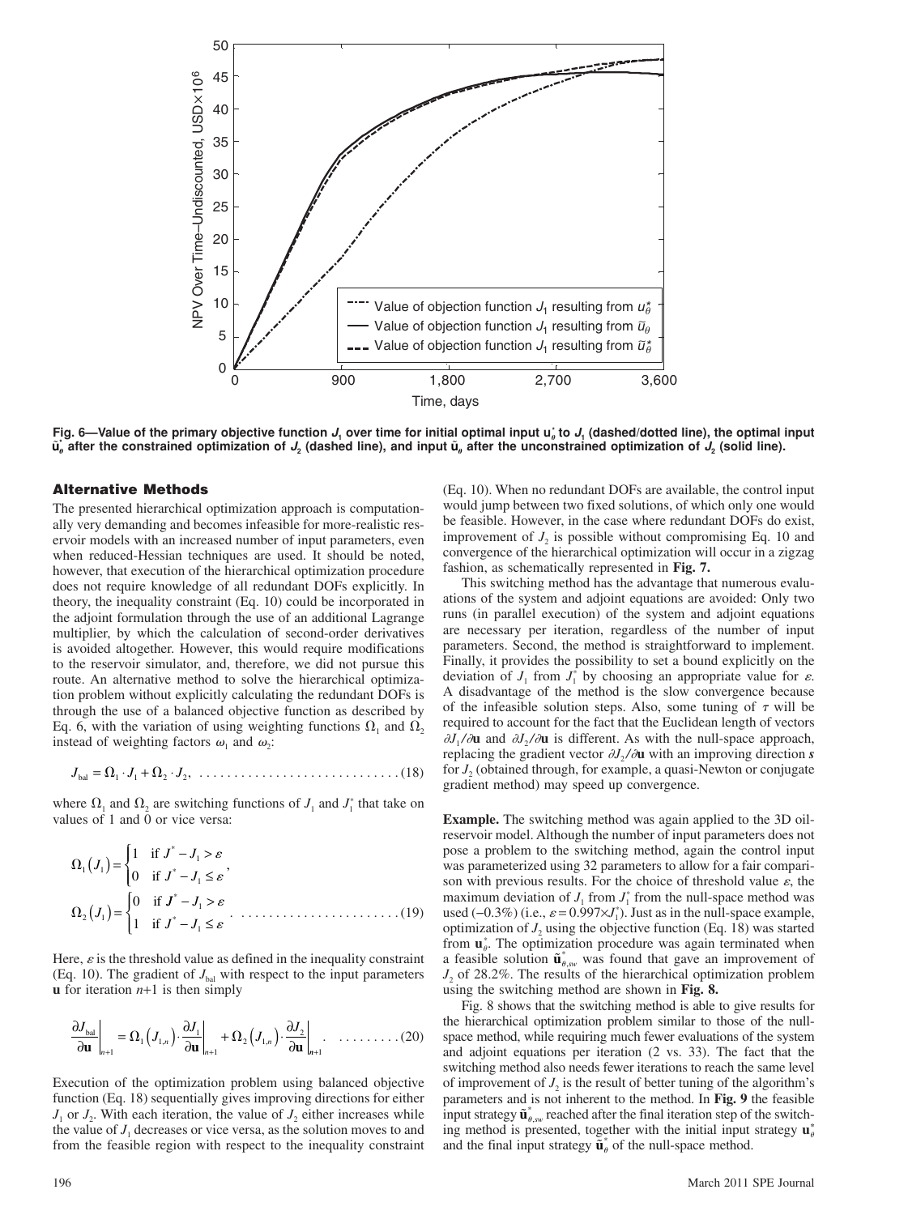Fig. 6—Value of the primary objective function $J_1$ over time for initial optimal input $\mathbf{u}_\theta^*$ to $J_1$ (dashed/dotted line), the optimal input $\tilde{\mathbf{u}}_\theta^*$ after the constrained optimization of $J_2$ (dashed line), and input $\tilde{\mathbf{u}}_\theta$ after the unconstrained optimization of $J_2$ (solid line).

## Alternative Methods

The presented hierarchical optimization approach is computationally very demanding and becomes infeasible for more-realistic reservoir models with an increased number of input parameters, even when reduced-Hessian techniques are used. It should be noted, however, that execution of the hierarchical optimization procedure does not require knowledge of all redundant DOFs explicitly. In theory, the inequality constraint (Eq. 10) could be incorporated in the adjoint formulation through the use of an additional Lagrange multiplier, by which the calculation of second-order derivatives is avoided altogether. However, this would require modifications to the reservoir simulator, and, therefore, we did not pursue this route. An alternative method to solve the hierarchical optimization problem without explicitly calculating the redundant DOFs is through the use of a balanced objective function as described by Eq. 6, with the variation of using weighting functions $\Omega_1$ and $\Omega_2$ instead of weighting factors $\omega_1$ and $\omega_2$:

$$J_{\text{bal}} = \Omega_1 \cdot J_1 + \Omega_2 \cdot J_2, \quad (18)$$

where $\Omega_1$ and $\Omega_2$ are switching functions of $J_1$ and $J_1^*$ that take on values of 1 and 0 or vice versa:

$$\Omega_1(J_1) = \begin{cases} 1 & \text{if } J^* - J_1 > \varepsilon \\ 0 & \text{if } J^* - J_1 \le \varepsilon \end{cases},$$

$$\Omega_2(J_1) = \begin{cases} 0 & \text{if } J^* - J_1 > \varepsilon \\ 1 & \text{if } J^* - J_1 \le \varepsilon \end{cases}. \quad (19)$$

Here, $\varepsilon$ is the threshold value as defined in the inequality constraint (Eq. 10). The gradient of $J_{\text{bal}}$ with respect to the input parameters $\mathbf{u}$ for iteration $n$+1 is then simply

$$\left.\frac{\partial J_{\text{bal}}}{\partial \mathbf{u}}\right|_{n+1} = \Omega_1(J_{1,n}) \cdot \left.\frac{\partial J_1}{\partial \mathbf{u}}\right|_{n+1} + \Omega_2(J_{1,n}) \cdot \left.\frac{\partial J_2}{\partial \mathbf{u}}\right|_{n+1}. \quad (20)$$

Execution of the optimization problem using balanced objective function (Eq. 18) sequentially gives improving directions for either $J_1$ or $J_2$. With each iteration, the value of $J_2$ either increases while the value of $J_1$ decreases or vice versa, as the solution moves to and from the feasible region with respect to the inequality constraint (Eq. 10). When no redundant DOFs are available, the control input would jump between two fixed solutions, of which only one would be feasible. However, in the case where redundant DOFs do exist, improvement of $J_2$ is possible without compromising Eq. 10 and convergence of the hierarchical optimization will occur in a zigzag fashion, as schematically represented in **Fig. 7.**

This switching method has the advantage that numerous evaluations of the system and adjoint equations are avoided: Only two runs (in parallel execution) of the system and adjoint equations are necessary per iteration, regardless of the number of input parameters. Second, the method is straightforward to implement. Finally, it provides the possibility to set a bound explicitly on the deviation of $J_1$ from $J_1^*$ by choosing an appropriate value for $\varepsilon$. A disadvantage of the method is the slow convergence because of the infeasible solution steps. Also, some tuning of $\tau$ will be required to account for the fact that the Euclidean length of vectors $\partial J_1/\partial \mathbf{u}$ and $\partial J_2/\partial \mathbf{u}$ is different. As with the null-space approach, replacing the gradient vector $\partial J_2/\partial \mathbf{u}$ with an improving direction $\boldsymbol{s}$ for $J_2$ (obtained through, for example, a quasi-Newton or conjugate gradient method) may speed up convergence.

**Example.** The switching method was again applied to the 3D oil-reservoir model. Although the number of input parameters does not pose a problem to the switching method, again the control input was parameterized using 32 parameters to allow for a fair comparison with previous results. For the choice of threshold value $\varepsilon$, the maximum deviation of $J_1$ from $J_1^*$ from the null-space method was used (–0.3%) (i.e., $\varepsilon = 0.997 \times J_1^*$). Just as in the null-space example, optimization of $J_2$ using the objective function (Eq. 18) was started from $\mathbf{u}_\theta^*$. The optimization procedure was again terminated when a feasible solution $\tilde{\mathbf{u}}_{\theta,sw}^*$ was found that gave an improvement of $J_2$ of 28.2%. The results of the hierarchical optimization problem using the switching method are shown in **Fig. 8.**

Fig. 8 shows that the switching method is able to give results for the hierarchical optimization problem similar to those of the null-space method, while requiring much fewer evaluations of the system and adjoint equations per iteration (2 vs. 33). The fact that the switching method also needs fewer iterations to reach the same level of improvement of $J_2$ is the result of better tuning of the algorithm's parameters and is not inherent to the method. In **Fig. 9** the feasible input strategy $\tilde{\mathbf{u}}_{\theta,sw}^*$ reached after the final iteration step of the switching method is presented, together with the initial input strategy $\mathbf{u}_\theta^*$ and the final input strategy $\tilde{\mathbf{u}}_\theta^*$ of the null-space method.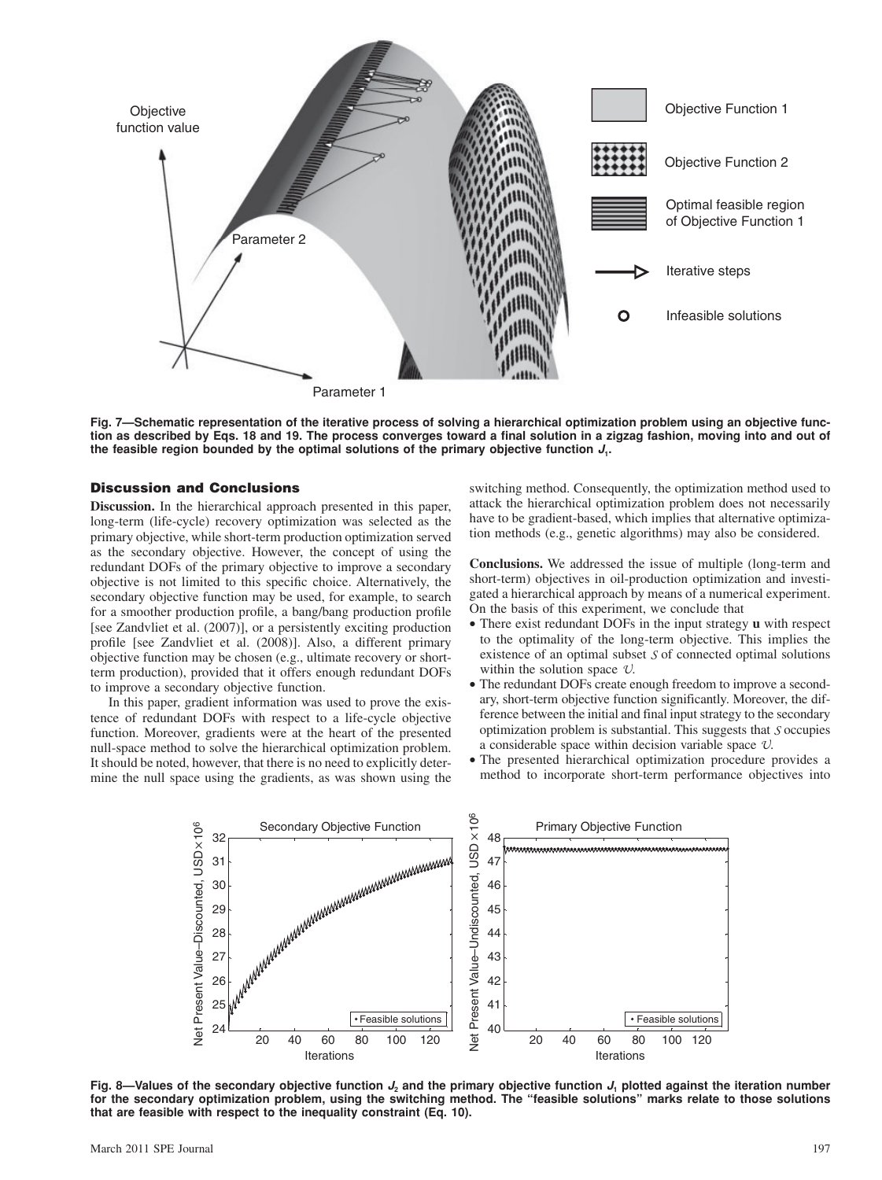Fig. 7—Schematic representation of the iterative process of solving a hierarchical optimization problem using an objective function as described by Eqs. 18 and 19. The process converges toward a final solution in a zigzag fashion, moving into and out of the feasible region bounded by the optimal solutions of the primary objective function $J_1$.

## Discussion and Conclusions

**Discussion.** In the hierarchical approach presented in this paper, long-term (life-cycle) recovery optimization was selected as the primary objective, while short-term production optimization served as the secondary objective. However, the concept of using the redundant DOFs of the primary objective to improve a secondary objective is not limited to this specific choice. Alternatively, the secondary objective function may be used, for example, to search for a smoother production profile, a bang/bang production profile [see Zandvliet et al. (2007)], or a persistently exciting production profile [see Zandvliet et al. (2008)]. Also, a different primary objective function may be chosen (e.g., ultimate recovery or short-term production), provided that it offers enough redundant DOFs to improve a secondary objective function.

In this paper, gradient information was used to prove the existence of redundant DOFs with respect to a life-cycle objective function. Moreover, gradients were at the heart of the presented null-space method to solve the hierarchical optimization problem. It should be noted, however, that there is no need to explicitly determine the null space using the gradients, as was shown using the switching method. Consequently, the optimization method used to attack the hierarchical optimization problem does not necessarily have to be gradient-based, which implies that alternative optimization methods (e.g., genetic algorithms) may also be considered.

**Conclusions.** We addressed the issue of multiple (long-term and short-term) objectives in oil-production optimization and investigated a hierarchical approach by means of a numerical experiment. On the basis of this experiment, we conclude that

- There exist redundant DOFs in the input strategy $\mathbf{u}$ with respect to the optimality of the long-term objective. This implies the existence of an optimal subset $\mathcal{S}$ of connected optimal solutions within the solution space $\mathcal{U}$.
- The redundant DOFs create enough freedom to improve a secondary, short-term objective function significantly. Moreover, the difference between the initial and final input strategy to the secondary optimization problem is substantial. This suggests that $\mathcal{S}$ occupies a considerable space within decision variable space $\mathcal{U}$.
- The presented hierarchical optimization procedure provides a method to incorporate short-term performance objectives into

Fig. 8—Values of the secondary objective function $J_2$ and the primary objective function $J_1$ plotted against the iteration number for the secondary optimization problem, using the switching method. The "feasible solutions" marks relate to those solutions that are feasible with respect to the inequality constraint (Eq. 10).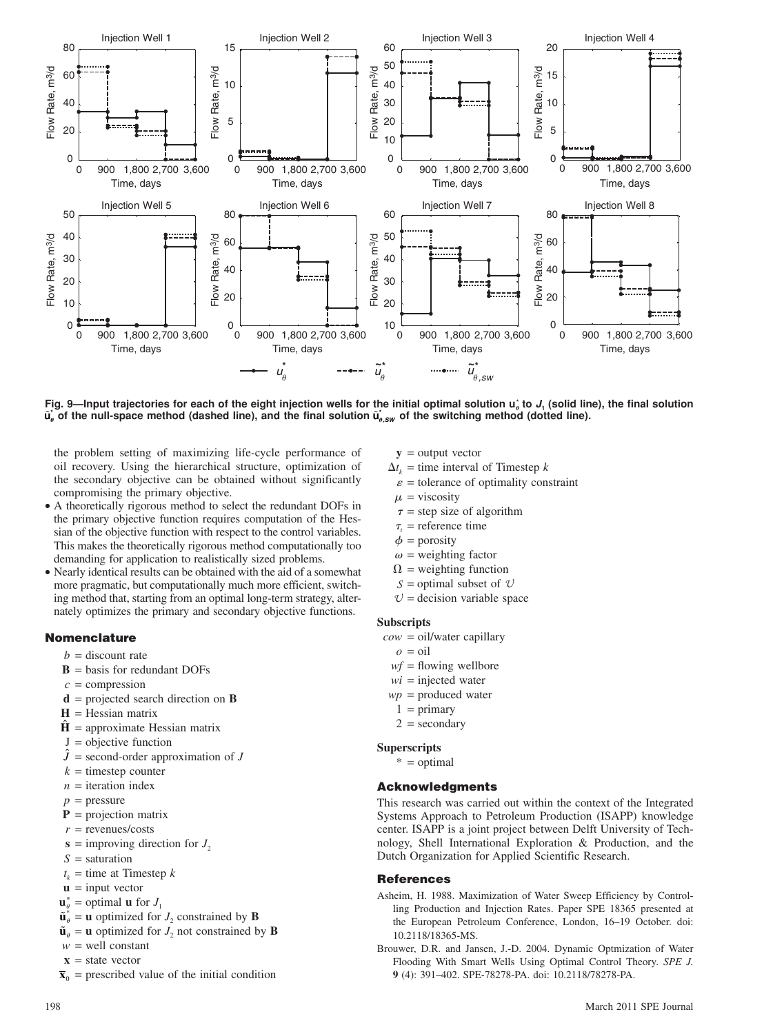Fig. 9—Input trajectories for each of the eight injection wells for the initial optimal solution $\mathbf{u}_\theta^*$ to $J_1$ (solid line), the final solution $\tilde{\mathbf{u}}_\theta^*$ of the null-space method (dashed line), and the final solution $\tilde{\mathbf{u}}_{\theta,sw}^*$ of the switching method (dotted line).

the problem setting of maximizing life-cycle performance of oil recovery. Using the hierarchical structure, optimization of the secondary objective can be obtained without significantly compromising the primary objective.

- A theoretically rigorous method to select the redundant DOFs in the primary objective function requires computation of the Hessian of the objective function with respect to the control variables. This makes the theoretically rigorous method computationally too demanding for application to realistically sized problems.
- Nearly identical results can be obtained with the aid of a somewhat more pragmatic, but computationally much more efficient, switching method that, starting from an optimal long-term strategy, alternately optimizes the primary and secondary objective functions.

## Nomenclature

$b$ = discount rate
$\mathbf{B}$ = basis for redundant DOFs
$c$ = compression
$\mathbf{d}$ = projected search direction on $\mathbf{B}$
$\mathbf{H}$ = Hessian matrix
$\hat{\mathbf{H}}$ = approximate Hessian matrix
$J$ = objective function
$\hat{J}$ = second-order approximation of $J$
$k$ = timestep counter
$n$ = iteration index
$p$ = pressure
$\mathbf{P}$ = projection matrix
$r$ = revenues/costs
$\mathbf{s}$ = improving direction for $J_2$
$S$ = saturation
$t_k$ = time at Timestep $k$
$\mathbf{u}$ = input vector
$\mathbf{u}_\theta^*$ = optimal $\mathbf{u}$ for $J_1$
$\tilde{\mathbf{u}}_\theta^*$ = $\mathbf{u}$ optimized for $J_2$ constrained by $\mathbf{B}$
$\tilde{\mathbf{u}}_\theta$ = $\mathbf{u}$ optimized for $J_2$ not constrained by $\mathbf{B}$
$w$ = well constant
$\mathbf{x}$ = state vector
$\bar{\mathbf{x}}_0$ = prescribed value of the initial condition
$\mathbf{y}$ = output vector
$\Delta t_k$ = time interval of Timestep $k$
$\varepsilon$ = tolerance of optimality constraint
$\mu$ = viscosity
$\tau$ = step size of algorithm
$\tau_t$ = reference time
$\phi$ = porosity
$\omega$ = weighting factor
$\Omega$ = weighting function
$\mathcal{S}$ = optimal subset of $\mathcal{U}$
$\mathcal{U}$ = decision variable space

### Subscripts

$cow$ = oil/water capillary
$o$ = oil
$wf$ = flowing wellbore
$wi$ = injected water
$wp$ = produced water
1 = primary
2 = secondary

### Superscripts

$*$ = optimal

## Acknowledgments

This research was carried out within the context of the Integrated Systems Approach to Petroleum Production (ISAPP) knowledge center. ISAPP is a joint project between Delft University of Technology, Shell International Exploration & Production, and the Dutch Organization for Applied Scientific Research.

## References

Asheim, H. 1988. Maximization of Water Sweep Efficiency by Controlling Production and Injection Rates. Paper SPE 18365 presented at the European Petroleum Conference, London, 16–19 October. doi: 10.2118/18365-MS.

Brouwer, D.R. and Jansen, J.-D. 2004. Dynamic Optmization of Water Flooding With Smart Wells Using Optimal Control Theory. *SPE J.* **9** (4): 391–402. SPE-78278-PA. doi: 10.2118/78278-PA.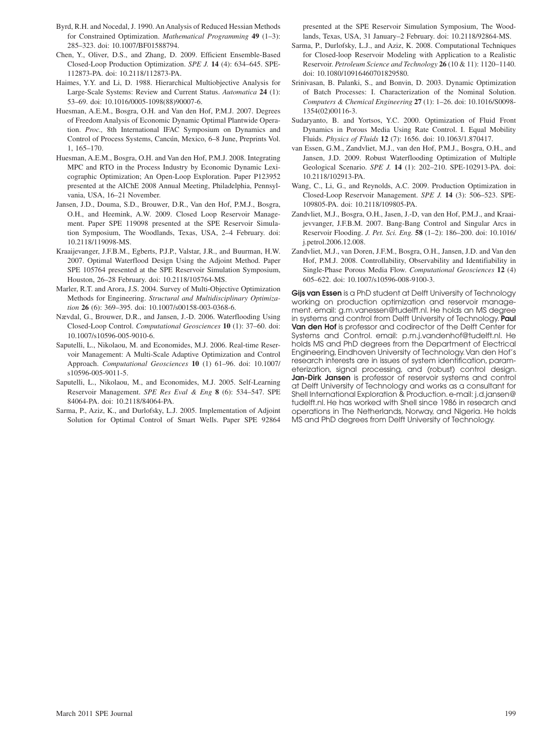Byrd, R.H. and Nocedal, J. 1990. An Analysis of Reduced Hessian Methods for Constrained Optimization. *Mathematical Programming* **49** (1–3): 285–323. doi: 10.1007/BF01588794.

Chen, Y., Oliver, D.S., and Zhang, D. 2009. Efficient Ensemble-Based Closed-Loop Production Optimization. *SPE J.* **14** (4): 634–645. SPE-112873-PA. doi: 10.2118/112873-PA.

Haimes, Y.Y. and Li, D. 1988. Hierarchical Multiobjective Analysis for Large-Scale Systems: Review and Current Status. *Automatica* **24** (1): 53–69. doi: 10.1016/0005-1098(88)90007-6.

Huesman, A.E.M., Bosgra, O.H. and van den Hof, P.M.J. 2007. Degrees of Freedom Analysis of Economic Dynamic Optimal Plantwide Operation. *Proc.,* 8th International IFAC Symposium on Dynamics and Control of Process Systems, Cancún, Mexico, 6–8 June, Preprints Vol. 1, 165–170.

Huesman, A.E.M., Bosgra, O.H. and Van den Hof, P.M.J. 2008. Integrating MPC and RTO in the Process Industry by Economic Dynamic Lexicographic Optimization; An Open-Loop Exploration. Paper P123952 presented at the AIChE 2008 Annual Meeting, Philadelphia, Pennsylvania, USA, 16–21 November.

Jansen, J.D., Douma, S.D., Brouwer, D.R., Van den Hof, P.M.J., Bosgra, O.H., and Heemink, A.W. 2009. Closed Loop Reservoir Management. Paper SPE 119098 presented at the SPE Reservoir Simulation Symposium, The Woodlands, Texas, USA, 2–4 February. doi: 10.2118/119098-MS.

Kraaijevanger, J.F.B.M., Egberts, P.J.P., Valstar, J.R., and Buurman, H.W. 2007. Optimal Waterflood Design Using the Adjoint Method. Paper SPE 105764 presented at the SPE Reservoir Simulation Symposium, Houston, 26–28 February. doi: 10.2118/105764-MS.

Marler, R.T. and Arora, J.S. 2004. Survey of Multi-Objective Optimization Methods for Engineering. *Structural and Multidisciplinary Optimization* **26** (6): 369–395. doi: 10.1007/s00158-003-0368-6.

Nævdal, G., Brouwer, D.R., and Jansen, J.-D. 2006. Waterflooding Using Closed-Loop Control. *Computational Geosciences* **10** (1): 37–60. doi: 10.1007/s10596-005-9010-6.

Saputelli, L., Nikolaou, M. and Economides, M.J. 2006. Real-time Reservoir Management: A Multi-Scale Adaptive Optimization and Control Approach. *Computational Geosciences* **10** (1) 61–96. doi: 10.1007/s10596-005-9011-5.

Saputelli, L., Nikolaou, M., and Economides, M.J. 2005. Self-Learning Reservoir Management. *SPE Res Eval & Eng* **8** (6): 534–547. SPE 84064-PA. doi: 10.2118/84064-PA.

Sarma, P., Aziz, K., and Durlofsky, L.J. 2005. Implementation of Adjoint Solution for Optimal Control of Smart Wells. Paper SPE 92864 presented at the SPE Reservoir Simulation Symposium, The Woodlands, Texas, USA, 31 January–2 February. doi: 10.2118/92864-MS.

Sarma, P., Durlofsky, L.J., and Aziz, K. 2008. Computational Techniques for Closed-loop Reservoir Modeling with Application to a Realistic Reservoir. *Petroleum Science and Technology* **26** (10 & 11): 1120–1140. doi: 10.1080/10916460701829580.

Srinivasan, B. Palanki, S., and Bonvin, D. 2003. Dynamic Optimization of Batch Processes: I. Characterization of the Nominal Solution. *Computers & Chemical Engineering* **27** (1): 1–26. doi: 10.1016/S0098-1354(02)00116-3.

Sudaryanto, B. and Yortsos, Y.C. 2000. Optimization of Fluid Front Dynamics in Porous Media Using Rate Control. I. Equal Mobility Fluids. *Physics of Fluids* **12** (7): 1656. doi: 10.1063/1.870417.

van Essen, G.M., Zandvliet, M.J., van den Hof, P.M.J., Bosgra, O.H., and Jansen, J.D. 2009. Robust Waterflooding Optimization of Multiple Geological Scenario. *SPE J.* **14** (1): 202–210. SPE-102913-PA. doi: 10.2118/102913-PA.

Wang, C., Li, G., and Reynolds, A.C. 2009. Production Optimization in Closed-Loop Reservoir Management. *SPE J.* **14** (3): 506–523. SPE-109805-PA. doi: 10.2118/109805-PA.

Zandvliet, M.J., Bosgra, O.H., Jasen, J.-D, van den Hof, P.M.J., and Kraaijevvanger, J.F.B.M. 2007. Bang-Bang Control and Singular Arcs in Reservoir Flooding. *J. Pet. Sci. Eng.* **58** (1–2): 186–200. doi: 10.1016/j.petrol.2006.12.008.

Zandvliet, M.J., van Doren, J.F.M., Bosgra, O.H., Jansen, J.D. and Van den Hof, P.M.J. 2008. Controllability, Observability and Identifiability in Single-Phase Porous Media Flow. *Computational Geosciences* **12** (4) 605–622. doi: 10.1007/s10596-008-9100-3.

**Gijs van Essen** is a PhD student at Delft University of Technology working on production optimization and reservoir management. email: g.m.vanessen@tudelft.nl. He holds an MS degree in systems and control from Delft University of Technology. **Paul Van den Hof** is professor and codirector of the Delft Center for Systems and Control. email: p.m.j.vandenhof@tudelft.nl. He holds MS and PhD degrees from the Department of Electrical Engineering, Eindhoven University of Technology. Van den Hof's research interests are in issues of system identification, parameterization, signal processing, and (robust) control design. **Jan-Dirk Jansen** is professor of reservoir systems and control at Delft University of Technology and works as a consultant for Shell International Exploration & Production. e-mail: j.d.jansen@tudelft.nl. He has worked with Shell since 1986 in research and operations in The Netherlands, Norway, and Nigeria. He holds MS and PhD degrees from Delft University of Technology.